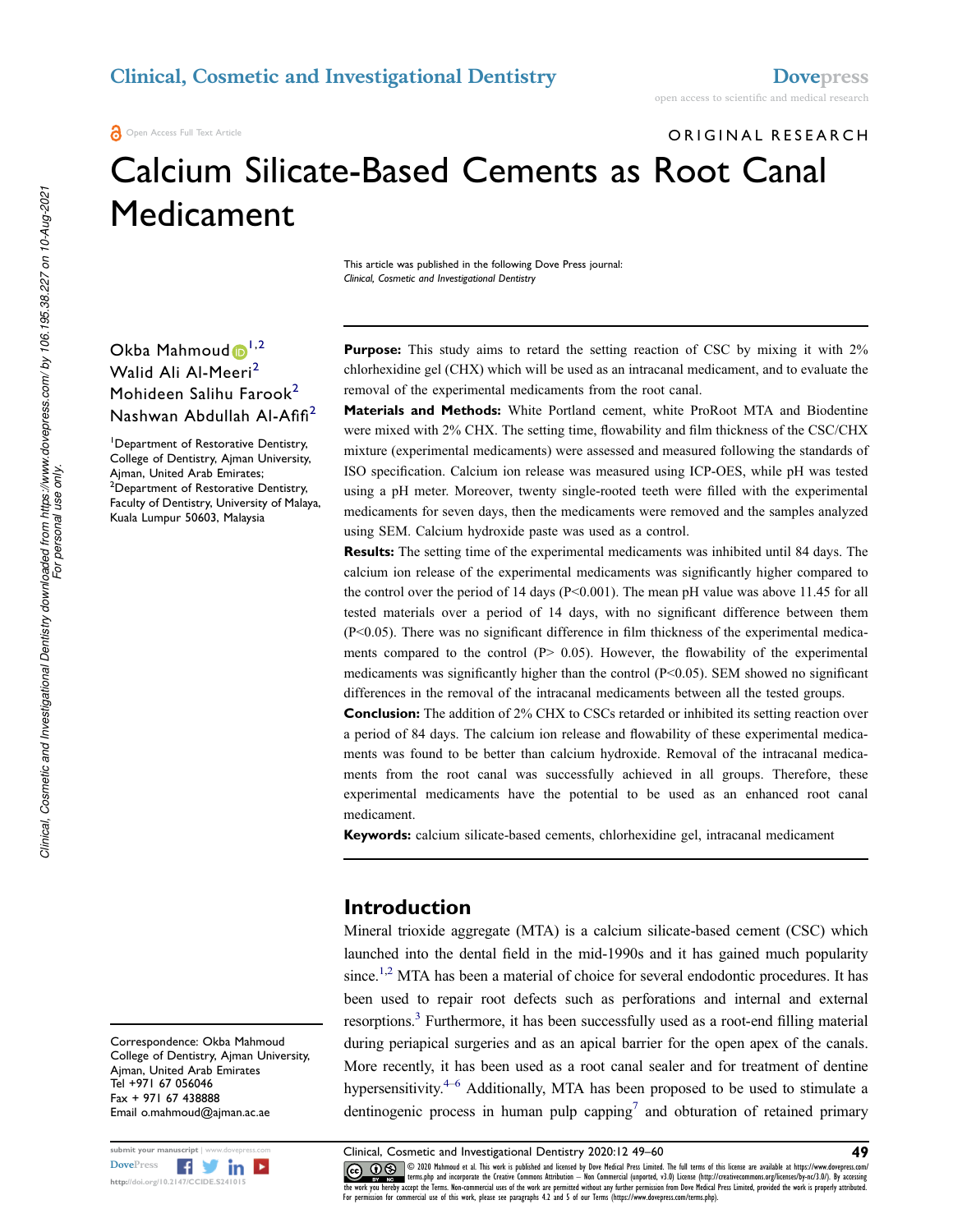ORIGINAL RESEARCH

# Calcium Silicate-Based Cements as Root Canal Medicament

This article was published in the following Dove Press journal:
*Clinical, Cosmetic and Investigational Dentistry*

Okba Mahmoud[1,2]
Walid Ali Al-Meeri[2]
Mohideen Salihu Farook[2]
Nashwan Abdullah Al-Afifi[2]

[1]Department of Restorative Dentistry, College of Dentistry, Ajman University, Ajman, United Arab Emirates; [2]Department of Restorative Dentistry, Faculty of Dentistry, University of Malaya, Kuala Lumpur 50603, Malaysia

**Purpose:** This study aims to retard the setting reaction of CSC by mixing it with 2% chlorhexidine gel (CHX) which will be used as an intracanal medicament, and to evaluate the removal of the experimental medicaments from the root canal.

**Materials and Methods:** White Portland cement, white ProRoot MTA and Biodentine were mixed with 2% CHX. The setting time, flowability and film thickness of the CSC/CHX mixture (experimental medicaments) were assessed and measured following the standards of ISO specification. Calcium ion release was measured using ICP-OES, while pH was tested using a pH meter. Moreover, twenty single-rooted teeth were filled with the experimental medicaments for seven days, then the medicaments were removed and the samples analyzed using SEM. Calcium hydroxide paste was used as a control.

**Results:** The setting time of the experimental medicaments was inhibited until 84 days. The calcium ion release of the experimental medicaments was significantly higher compared to the control over the period of 14 days ($P<0.001$). The mean pH value was above 11.45 for all tested materials over a period of 14 days, with no significant difference between them ($P<0.05$). There was no significant difference in film thickness of the experimental medicaments compared to the control ($P> 0.05$). However, the flowability of the experimental medicaments was significantly higher than the control ($P<0.05$). SEM showed no significant differences in the removal of the intracanal medicaments between all the tested groups.

**Conclusion:** The addition of 2% CHX to CSCs retarded or inhibited its setting reaction over a period of 84 days. The calcium ion release and flowability of these experimental medicaments was found to be better than calcium hydroxide. Removal of the intracanal medicaments from the root canal was successfully achieved in all groups. Therefore, these experimental medicaments have the potential to be used as an enhanced root canal medicament.

**Keywords:** calcium silicate-based cements, chlorhexidine gel, intracanal medicament

Correspondence: Okba Mahmoud
College of Dentistry, Ajman University, Ajman, United Arab Emirates
Tel +971 67 056046
Fax + 971 67 438888
Email o.mahmoud@ajman.ac.ae

## Introduction

Mineral trioxide aggregate (MTA) is a calcium silicate-based cement (CSC) which launched into the dental field in the mid-1990s and it has gained much popularity since.[1,2] MTA has been a material of choice for several endodontic procedures. It has been used to repair root defects such as perforations and internal and external resorptions.[3] Furthermore, it has been successfully used as a root-end filling material during periapical surgeries and as an apical barrier for the open apex of the canals. More recently, it has been used as a root canal sealer and for treatment of dentine hypersensitivity.[4–6] Additionally, MTA has been proposed to be used to stimulate a dentinogenic process in human pulp capping[7] and obturation of retained primary

© 2020 Mahmoud et al. This work is published and licensed by Dove Medical Press Limited. The full terms of this license are available at https://www.dovepress.com/terms.php and incorporate the Creative Commons Attribution – Non Commercial (unported, v3.0) License (http://creativecommons.org/licenses/by-nc/3.0/). By accessing the work you hereby accept the Terms. Non-commercial uses of the work are permitted without any further permission from Dove Medical Press Limited, provided the work is properly attributed. For permission for commercial use of this work, please see paragraphs 4.2 and 5 of our Terms (https://www.dovepress.com/terms.php).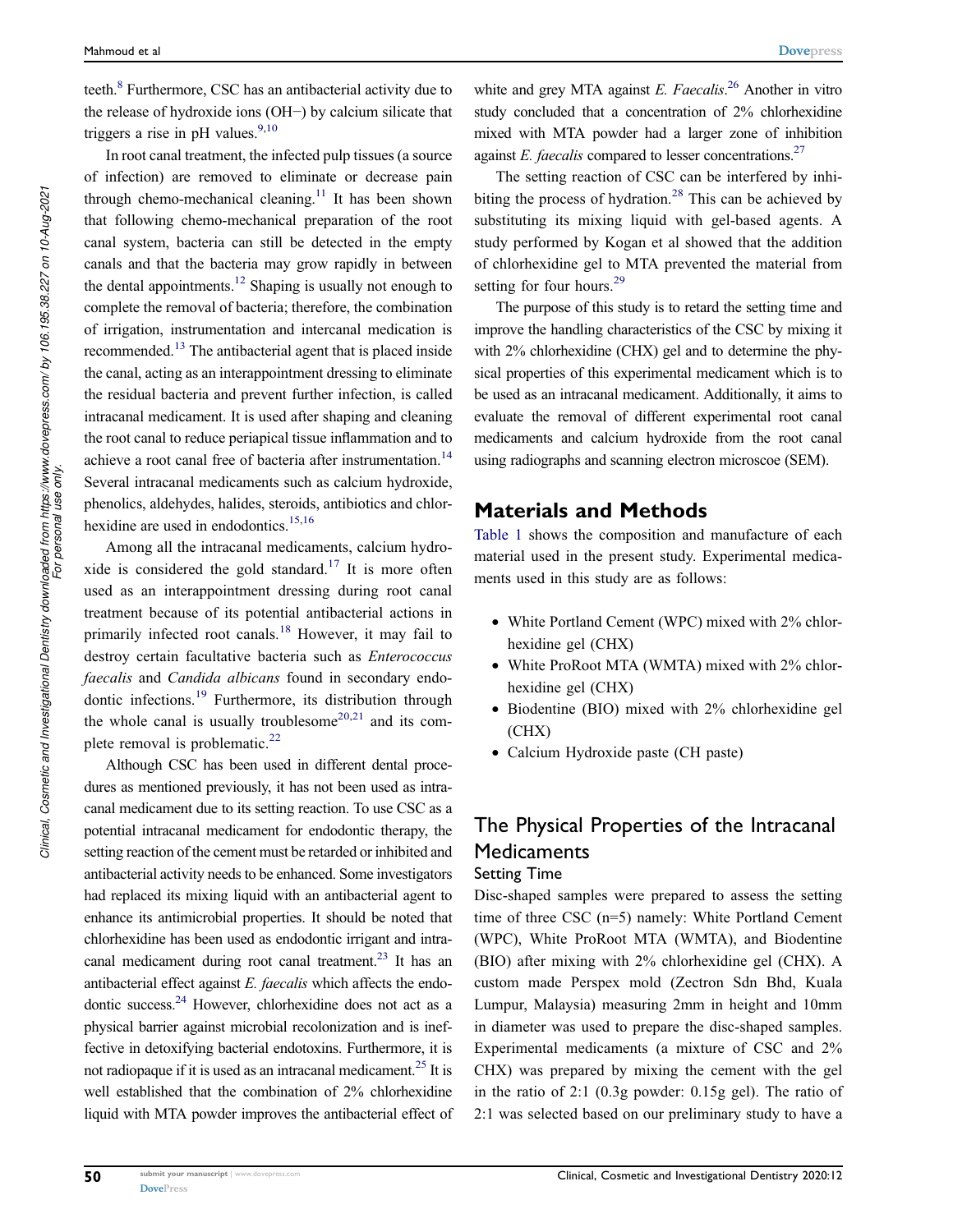teeth.[8] Furthermore, CSC has an antibacterial activity due to the release of hydroxide ions (OH−) by calcium silicate that triggers a rise in pH values.[9,10]

In root canal treatment, the infected pulp tissues (a source of infection) are removed to eliminate or decrease pain through chemo-mechanical cleaning.[11] It has been shown that following chemo-mechanical preparation of the root canal system, bacteria can still be detected in the empty canals and that the bacteria may grow rapidly in between the dental appointments.[12] Shaping is usually not enough to complete the removal of bacteria; therefore, the combination of irrigation, instrumentation and intercanal medication is recommended.[13] The antibacterial agent that is placed inside the canal, acting as an interappointment dressing to eliminate the residual bacteria and prevent further infection, is called intracanal medicament. It is used after shaping and cleaning the root canal to reduce periapical tissue inflammation and to achieve a root canal free of bacteria after instrumentation.[14] Several intracanal medicaments such as calcium hydroxide, phenolics, aldehydes, halides, steroids, antibiotics and chlorhexidine are used in endodontics.[15,16]

Among all the intracanal medicaments, calcium hydroxide is considered the gold standard.[17] It is more often used as an interappointment dressing during root canal treatment because of its potential antibacterial actions in primarily infected root canals.[18] However, it may fail to destroy certain facultative bacteria such as *Enterococcus faecalis* and *Candida albicans* found in secondary endodontic infections.[19] Furthermore, its distribution through the whole canal is usually troublesome[20,21] and its complete removal is problematic.[22]

Although CSC has been used in different dental procedures as mentioned previously, it has not been used as intracanal medicament due to its setting reaction. To use CSC as a potential intracanal medicament for endodontic therapy, the setting reaction of the cement must be retarded or inhibited and antibacterial activity needs to be enhanced. Some investigators had replaced its mixing liquid with an antibacterial agent to enhance its antimicrobial properties. It should be noted that chlorhexidine has been used as endodontic irrigant and intracanal medicament during root canal treatment.[23] It has an antibacterial effect against *E. faecalis* which affects the endodontic success.[24] However, chlorhexidine does not act as a physical barrier against microbial recolonization and is ineffective in detoxifying bacterial endotoxins. Furthermore, it is not radiopaque if it is used as an intracanal medicament.[25] It is well established that the combination of 2% chlorhexidine liquid with MTA powder improves the antibacterial effect of white and grey MTA against *E. Faecalis*.[26] Another in vitro study concluded that a concentration of 2% chlorhexidine mixed with MTA powder had a larger zone of inhibition against *E. faecalis* compared to lesser concentrations.[27]

The setting reaction of CSC can be interfered by inhibiting the process of hydration.[28] This can be achieved by substituting its mixing liquid with gel-based agents. A study performed by Kogan et al showed that the addition of chlorhexidine gel to MTA prevented the material from setting for four hours.[29]

The purpose of this study is to retard the setting time and improve the handling characteristics of the CSC by mixing it with 2% chlorhexidine (CHX) gel and to determine the physical properties of this experimental medicament which is to be used as an intracanal medicament. Additionally, it aims to evaluate the removal of different experimental root canal medicaments and calcium hydroxide from the root canal using radiographs and scanning electron microscoe (SEM).

## Materials and Methods

Table 1 shows the composition and manufacture of each material used in the present study. Experimental medicaments used in this study are as follows:

- White Portland Cement (WPC) mixed with 2% chlorhexidine gel (CHX)
- White ProRoot MTA (WMTA) mixed with 2% chlorhexidine gel (CHX)
- Biodentine (BIO) mixed with 2% chlorhexidine gel (CHX)
- Calcium Hydroxide paste (CH paste)

## The Physical Properties of the Intracanal Medicaments

### Setting Time

Disc-shaped samples were prepared to assess the setting time of three CSC (n=5) namely: White Portland Cement (WPC), White ProRoot MTA (WMTA), and Biodentine (BIO) after mixing with 2% chlorhexidine gel (CHX). A custom made Perspex mold (Zectron Sdn Bhd, Kuala Lumpur, Malaysia) measuring 2mm in height and 10mm in diameter was used to prepare the disc-shaped samples. Experimental medicaments (a mixture of CSC and 2% CHX) was prepared by mixing the cement with the gel in the ratio of 2:1 (0.3g powder: 0.15g gel). The ratio of 2:1 was selected based on our preliminary study to have a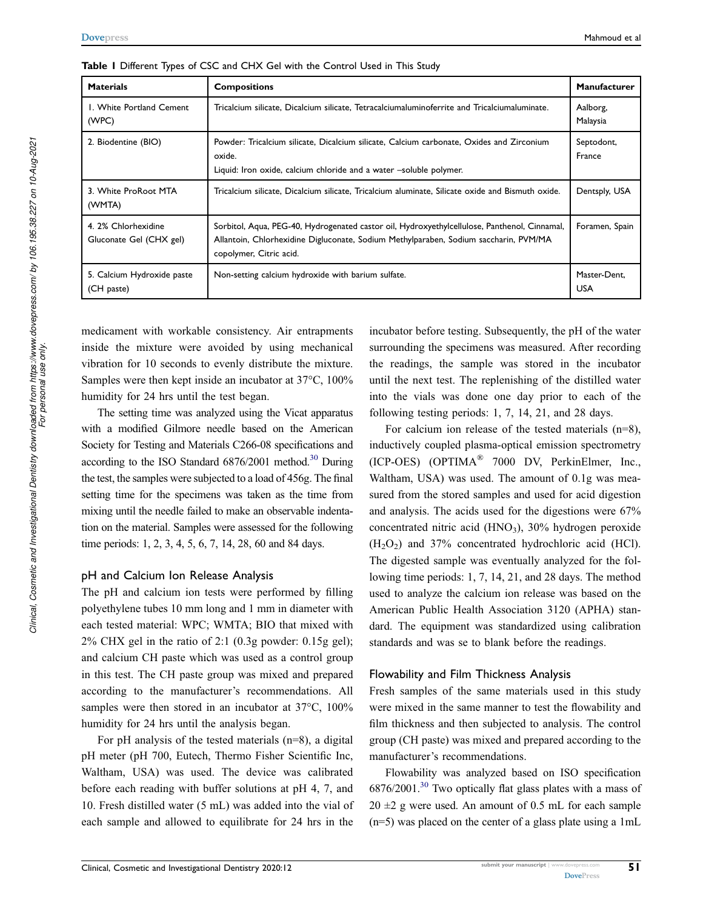**Table 1** Different Types of CSC and CHX Gel with the Control Used in This Study

| Materials | Compositions | Manufacturer |
|---|---|---|
| 1. White Portland Cement (WPC) | Tricalcium silicate, Dicalcium silicate, Tetracalciumaluminoferrite and Tricalciumaluminate. | Aalborg, Malaysia |
| 2. Biodentine (BIO) | Powder: Tricalcium silicate, Dicalcium silicate, Calcium carbonate, Oxides and Zirconium oxide.<br>Liquid: Iron oxide, calcium chloride and a water –soluble polymer. | Septodont, France |
| 3. White ProRoot MTA (WMTA) | Tricalcium silicate, Dicalcium silicate, Tricalcium aluminate, Silicate oxide and Bismuth oxide. | Dentsply, USA |
| 4. 2% Chlorhexidine Gluconate Gel (CHX gel) | Sorbitol, Aqua, PEG-40, Hydrogenated castor oil, Hydroxyethylcellulose, Panthenol, Cinnamal, Allantoin, Chlorhexidine Digluconate, Sodium Methylparaben, Sodium saccharin, PVM/MA copolymer, Citric acid. | Foramen, Spain |
| 5. Calcium Hydroxide paste (CH paste) | Non-setting calcium hydroxide with barium sulfate. | Master-Dent, USA |

medicament with workable consistency. Air entrapments inside the mixture were avoided by using mechanical vibration for 10 seconds to evenly distribute the mixture. Samples were then kept inside an incubator at 37°C, 100% humidity for 24 hrs until the test began.

The setting time was analyzed using the Vicat apparatus with a modified Gilmore needle based on the American Society for Testing and Materials C266-08 specifications and according to the ISO Standard 6876/2001 method.[30] During the test, the samples were subjected to a load of 456g. The final setting time for the specimens was taken as the time from mixing until the needle failed to make an observable indentation on the material. Samples were assessed for the following time periods: 1, 2, 3, 4, 5, 6, 7, 14, 28, 60 and 84 days.

## pH and Calcium Ion Release Analysis

The pH and calcium ion tests were performed by filling polyethylene tubes 10 mm long and 1 mm in diameter with each tested material: WPC; WMTA; BIO that mixed with 2% CHX gel in the ratio of 2:1 (0.3g powder: 0.15g gel); and calcium CH paste which was used as a control group in this test. The CH paste group was mixed and prepared according to the manufacturer's recommendations. All samples were then stored in an incubator at 37°C, 100% humidity for 24 hrs until the analysis began.

For pH analysis of the tested materials (n=8), a digital pH meter (pH 700, Eutech, Thermo Fisher Scientific Inc, Waltham, USA) was used. The device was calibrated before each reading with buffer solutions at pH 4, 7, and 10. Fresh distilled water (5 mL) was added into the vial of each sample and allowed to equilibrate for 24 hrs in the incubator before testing. Subsequently, the pH of the water surrounding the specimens was measured. After recording the readings, the sample was stored in the incubator until the next test. The replenishing of the distilled water into the vials was done one day prior to each of the following testing periods: 1, 7, 14, 21, and 28 days.

For calcium ion release of the tested materials (n=8), inductively coupled plasma-optical emission spectrometry (ICP-OES) (OPTIMA® 7000 DV, PerkinElmer, Inc., Waltham, USA) was used. The amount of 0.1g was measured from the stored samples and used for acid digestion and analysis. The acids used for the digestions were 67% concentrated nitric acid ($HNO_3$), 30% hydrogen peroxide ($H_2O_2$) and 37% concentrated hydrochloric acid (HCl). The digested sample was eventually analyzed for the following time periods: 1, 7, 14, 21, and 28 days. The method used to analyze the calcium ion release was based on the American Public Health Association 3120 (APHA) standard. The equipment was standardized using calibration standards and was se to blank before the readings.

## Flowability and Film Thickness Analysis

Fresh samples of the same materials used in this study were mixed in the same manner to test the flowability and film thickness and then subjected to analysis. The control group (CH paste) was mixed and prepared according to the manufacturer's recommendations.

Flowability was analyzed based on ISO specification 6876/2001.[30] Two optically flat glass plates with a mass of 20 ±2 g were used. An amount of 0.5 mL for each sample (n=5) was placed on the center of a glass plate using a 1mL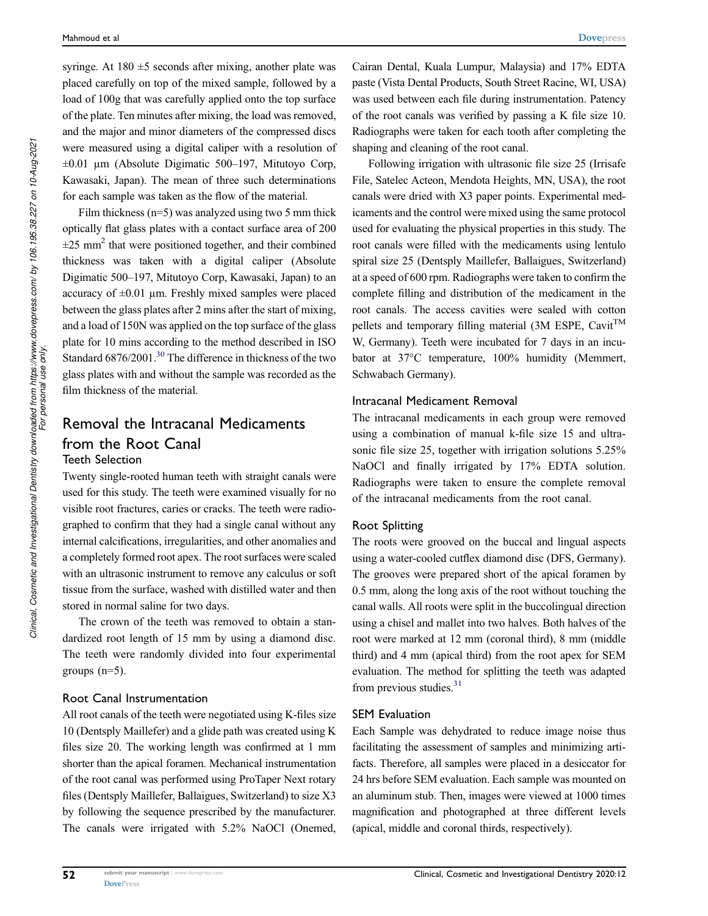syringe. At 180 ±5 seconds after mixing, another plate was placed carefully on top of the mixed sample, followed by a load of 100g that was carefully applied onto the top surface of the plate. Ten minutes after mixing, the load was removed, and the major and minor diameters of the compressed discs were measured using a digital caliper with a resolution of ±0.01 µm (Absolute Digimatic 500–197, Mitutoyo Corp, Kawasaki, Japan). The mean of three such determinations for each sample was taken as the flow of the material.

Film thickness (n=5) was analyzed using two 5 mm thick optically flat glass plates with a contact surface area of 200 ±25 mm$^2$ that were positioned together, and their combined thickness was taken with a digital caliper (Absolute Digimatic 500–197, Mitutoyo Corp, Kawasaki, Japan) to an accuracy of ±0.01 µm. Freshly mixed samples were placed between the glass plates after 2 mins after the start of mixing, and a load of 150N was applied on the top surface of the glass plate for 10 mins according to the method described in ISO Standard 6876/2001.[30] The difference in thickness of the two glass plates with and without the sample was recorded as the film thickness of the material.

## Removal the Intracanal Medicaments from the Root Canal

### Teeth Selection

Twenty single-rooted human teeth with straight canals were used for this study. The teeth were examined visually for no visible root fractures, caries or cracks. The teeth were radiographed to confirm that they had a single canal without any internal calcifications, irregularities, and other anomalies and a completely formed root apex. The root surfaces were scaled with an ultrasonic instrument to remove any calculus or soft tissue from the surface, washed with distilled water and then stored in normal saline for two days.

The crown of the teeth was removed to obtain a standardized root length of 15 mm by using a diamond disc. The teeth were randomly divided into four experimental groups (n=5).

### Root Canal Instrumentation

All root canals of the teeth were negotiated using K-files size 10 (Dentsply Maillefer) and a glide path was created using K files size 20. The working length was confirmed at 1 mm shorter than the apical foramen. Mechanical instrumentation of the root canal was performed using ProTaper Next rotary files (Dentsply Maillefer, Ballaigues, Switzerland) to size X3 by following the sequence prescribed by the manufacturer. The canals were irrigated with 5.2% NaOCl (Onemed, Cairan Dental, Kuala Lumpur, Malaysia) and 17% EDTA paste (Vista Dental Products, South Street Racine, WI, USA) was used between each file during instrumentation. Patency of the root canals was verified by passing a K file size 10. Radiographs were taken for each tooth after completing the shaping and cleaning of the root canal.

Following irrigation with ultrasonic file size 25 (Irrisafe File, Satelec Acteon, Mendota Heights, MN, USA), the root canals were dried with X3 paper points. Experimental medicaments and the control were mixed using the same protocol used for evaluating the physical properties in this study. The root canals were filled with the medicaments using lentulo spiral size 25 (Dentsply Maillefer, Ballaigues, Switzerland) at a speed of 600 rpm. Radiographs were taken to confirm the complete filling and distribution of the medicament in the root canals. The access cavities were sealed with cotton pellets and temporary filling material (3M ESPE, Cavit$^{TM}$ W, Germany). Teeth were incubated for 7 days in an incubator at 37°C temperature, 100% humidity (Memmert, Schwabach Germany).

### Intracanal Medicament Removal

The intracanal medicaments in each group were removed using a combination of manual k-file size 15 and ultrasonic file size 25, together with irrigation solutions 5.25% NaOCl and finally irrigated by 17% EDTA solution. Radiographs were taken to ensure the complete removal of the intracanal medicaments from the root canal.

### Root Splitting

The roots were grooved on the buccal and lingual aspects using a water-cooled cutflex diamond disc (DFS, Germany). The grooves were prepared short of the apical foramen by 0.5 mm, along the long axis of the root without touching the canal walls. All roots were split in the buccolingual direction using a chisel and mallet into two halves. Both halves of the root were marked at 12 mm (coronal third), 8 mm (middle third) and 4 mm (apical third) from the root apex for SEM evaluation. The method for splitting the teeth was adapted from previous studies.[31]

### SEM Evaluation

Each Sample was dehydrated to reduce image noise thus facilitating the assessment of samples and minimizing artifacts. Therefore, all samples were placed in a desiccator for 24 hrs before SEM evaluation. Each sample was mounted on an aluminum stub. Then, images were viewed at 1000 times magnification and photographed at three different levels (apical, middle and coronal thirds, respectively).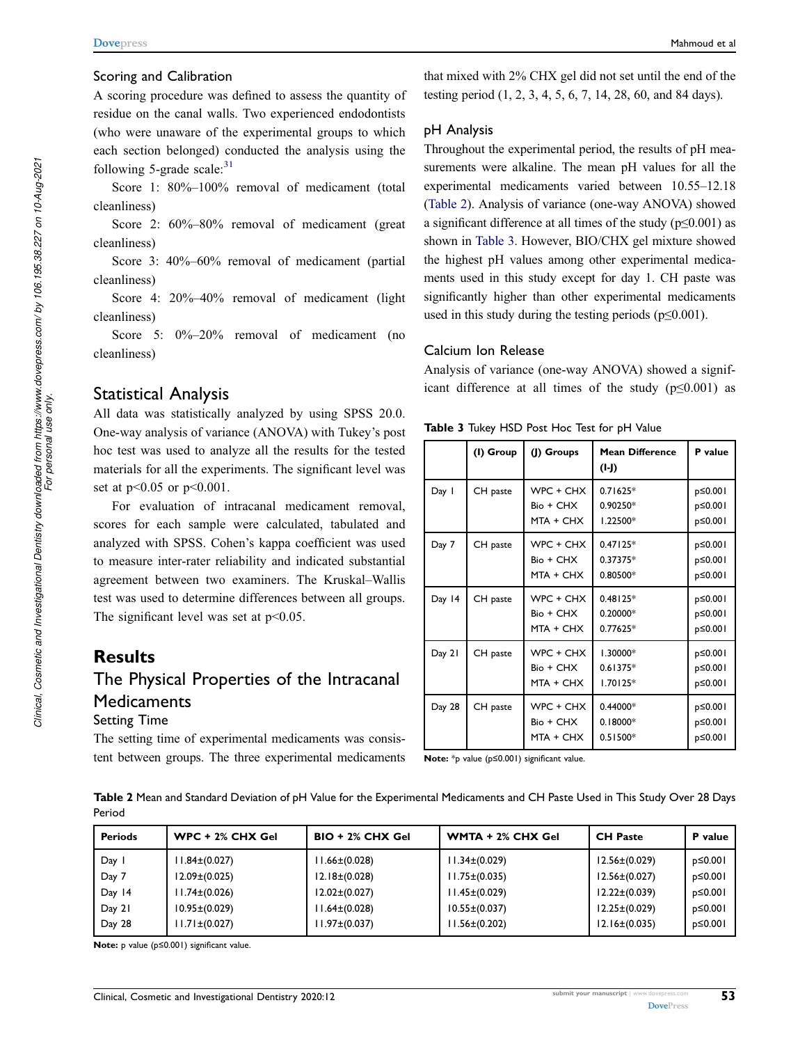### Scoring and Calibration

A scoring procedure was defined to assess the quantity of residue on the canal walls. Two experienced endodontists (who were unaware of the experimental groups to which each section belonged) conducted the analysis using the following 5-grade scale:[31]

Score 1: 80%–100% removal of medicament (total cleanliness)

Score 2: 60%–80% removal of medicament (great cleanliness)

Score 3: 40%–60% removal of medicament (partial cleanliness)

Score 4: 20%–40% removal of medicament (light cleanliness)

Score 5: 0%–20% removal of medicament (no cleanliness)

## Statistical Analysis

All data was statistically analyzed by using SPSS 20.0. One-way analysis of variance (ANOVA) with Tukey's post hoc test was used to analyze all the results for the tested materials for all the experiments. The significant level was set at $p<0.05$ or $p<0.001$.

For evaluation of intracanal medicament removal, scores for each sample were calculated, tabulated and analyzed with SPSS. Cohen's kappa coefficient was used to measure inter-rater reliability and indicated substantial agreement between two examiners. The Kruskal–Wallis test was used to determine differences between all groups. The significant level was set at $p<0.05$.

# Results

## The Physical Properties of the Intracanal Medicaments

### Setting Time

The setting time of experimental medicaments was consistent between groups. The three experimental medicaments that mixed with 2% CHX gel did not set until the end of the testing period (1, 2, 3, 4, 5, 6, 7, 14, 28, 60, and 84 days).

### pH Analysis

Throughout the experimental period, the results of pH measurements were alkaline. The mean pH values for all the experimental medicaments varied between 10.55–12.18 (Table 2). Analysis of variance (one-way ANOVA) showed a significant difference at all times of the study ($p\leq0.001$) as shown in Table 3. However, BIO/CHX gel mixture showed the highest pH values among other experimental medicaments used in this study except for day 1. CH paste was significantly higher than other experimental medicaments used in this study during the testing periods ($p\leq0.001$).

### Calcium Ion Release

Analysis of variance (one-way ANOVA) showed a significant difference at all times of the study ($p\leq0.001$) as

**Table 3** Tukey HSD Post Hoc Test for pH Value

| | (I) Group | (J) Groups | Mean Difference (I-J) | P value |
|---|---|---|---|---|
| Day 1 | CH paste | WPC + CHX<br>Bio + CHX<br>MTA + CHX | 0.71625*<br>0.90250*<br>1.22500* | p≤0.001<br>p≤0.001<br>p≤0.001 |
| Day 7 | CH paste | WPC + CHX<br>Bio + CHX<br>MTA + CHX | 0.47125*<br>0.37375*<br>0.80500* | p≤0.001<br>p≤0.001<br>p≤0.001 |
| Day 14 | CH paste | WPC + CHX<br>Bio + CHX<br>MTA + CHX | 0.48125*<br>0.20000*<br>0.77625* | p≤0.001<br>p≤0.001<br>p≤0.001 |
| Day 21 | CH paste | WPC + CHX<br>Bio + CHX<br>MTA + CHX | 1.30000*<br>0.61375*<br>1.70125* | p≤0.001<br>p≤0.001<br>p≤0.001 |
| Day 28 | CH paste | WPC + CHX<br>Bio + CHX<br>MTA + CHX | 0.44000*<br>0.18000*<br>0.51500* | p≤0.001<br>p≤0.001<br>p≤0.001 |

**Note:** *p value (p≤0.001) significant value.

**Table 2** Mean and Standard Deviation of pH Value for the Experimental Medicaments and CH Paste Used in This Study Over 28 Days Period

| Periods | WPC + 2% CHX Gel | BIO + 2% CHX Gel | WMTA + 2% CHX Gel | CH Paste | P value |
|---|---|---|---|---|---|
| Day 1 | 11.84±(0.027) | 11.66±(0.028) | 11.34±(0.029) | 12.56±(0.029) | p≤0.001 |
| Day 7 | 12.09±(0.025) | 12.18±(0.028) | 11.75±(0.035) | 12.56±(0.027) | p≤0.001 |
| Day 14 | 11.74±(0.026) | 12.02±(0.027) | 11.45±(0.029) | 12.22±(0.039) | p≤0.001 |
| Day 21 | 10.95±(0.029) | 11.64±(0.028) | 10.55±(0.037) | 12.25±(0.029) | p≤0.001 |
| Day 28 | 11.71±(0.027) | 11.97±(0.037) | 11.56±(0.202) | 12.16±(0.035) | p≤0.001 |

**Note:** p value (p≤0.001) significant value.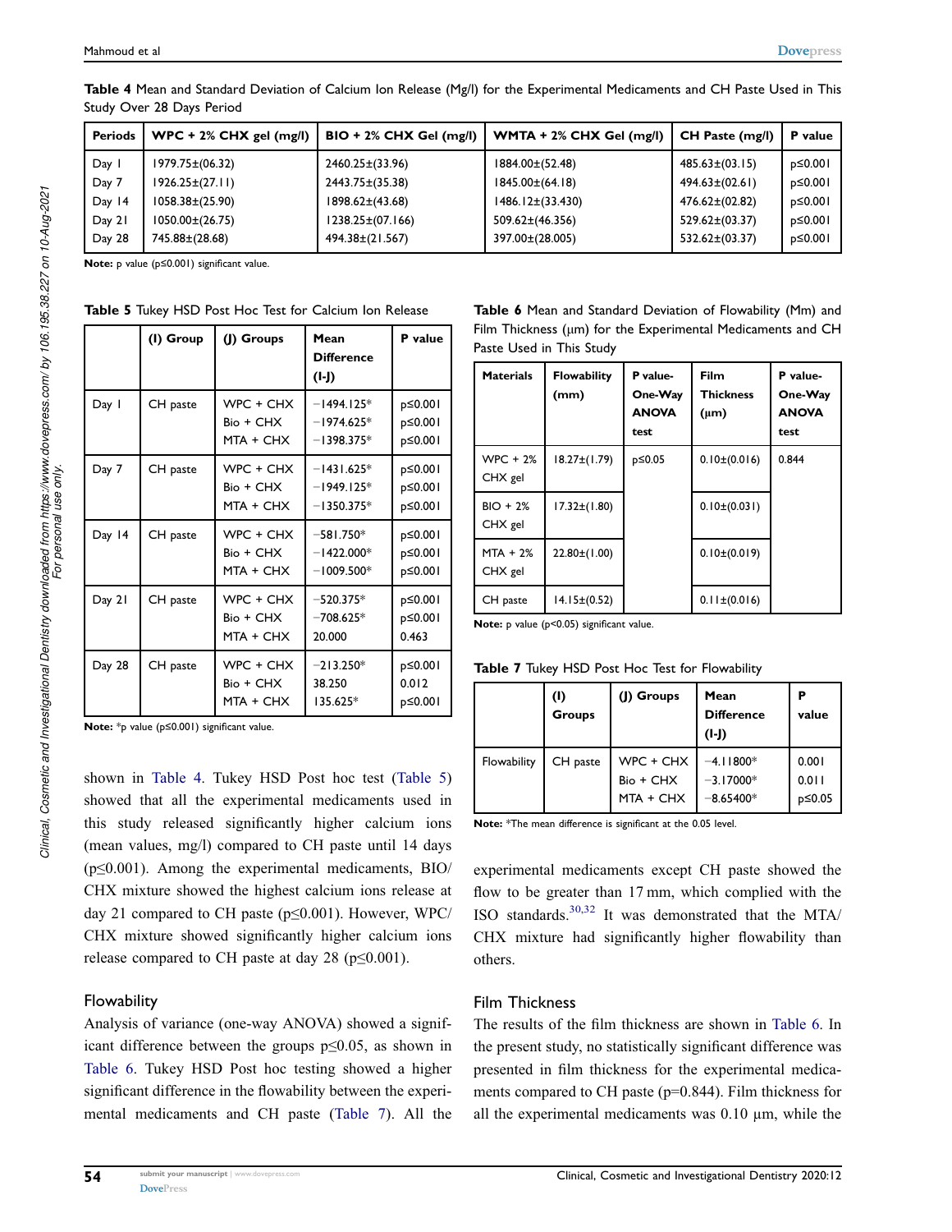**Table 4** Mean and Standard Deviation of Calcium Ion Release (Mg/l) for the Experimental Medicaments and CH Paste Used in This Study Over 28 Days Period

| Periods | WPC + 2% CHX gel (mg/l) | BIO + 2% CHX Gel (mg/l) | WMTA + 2% CHX Gel (mg/l) | CH Paste (mg/l) | P value |
|---|---|---|---|---|---|
| Day 1 | 1979.75±(06.32) | 2460.25±(33.96) | 1884.00±(52.48) | 485.63±(03.15) | p≤0.001 |
| Day 7 | 1926.25±(27.11) | 2443.75±(35.38) | 1845.00±(64.18) | 494.63±(02.61) | p≤0.001 |
| Day 14 | 1058.38±(25.90) | 1898.62±(43.68) | 1486.12±(33.430) | 476.62±(02.82) | p≤0.001 |
| Day 21 | 1050.00±(26.75) | 1238.25±(07.166) | 509.62±(46.356) | 529.62±(03.37) | p≤0.001 |
| Day 28 | 745.88±(28.68) | 494.38±(21.567) | 397.00±(28.005) | 532.62±(03.37) | p≤0.001 |

**Note:** p value (p≤0.001) significant value.

**Table 5** Tukey HSD Post Hoc Test for Calcium Ion Release

| | (I) Group | (J) Groups | Mean Difference (I-J) | P value |
|---|---|---|---|---|
| Day 1 | CH paste | WPC + CHX<br>Bio + CHX<br>MTA + CHX | −1494.125*<br>−1974.625*<br>−1398.375* | p≤0.001<br>p≤0.001<br>p≤0.001 |
| Day 7 | CH paste | WPC + CHX<br>Bio + CHX<br>MTA + CHX | −1431.625*<br>−1949.125*<br>−1350.375* | p≤0.001<br>p≤0.001<br>p≤0.001 |
| Day 14 | CH paste | WPC + CHX<br>Bio + CHX<br>MTA + CHX | −581.750*<br>−1422.000*<br>−1009.500* | p≤0.001<br>p≤0.001<br>p≤0.001 |
| Day 21 | CH paste | WPC + CHX<br>Bio + CHX<br>MTA + CHX | −520.375*<br>−708.625*<br>20.000 | p≤0.001<br>p≤0.001<br>0.463 |
| Day 28 | CH paste | WPC + CHX<br>Bio + CHX<br>MTA + CHX | −213.250*<br>38.250<br>135.625* | p≤0.001<br>0.012<br>p≤0.001 |

**Note:** *p value (p≤0.001) significant value.

shown in Table 4. Tukey HSD Post hoc test (Table 5) showed that all the experimental medicaments used in this study released significantly higher calcium ions (mean values, mg/l) compared to CH paste until 14 days (p≤0.001). Among the experimental medicaments, BIO/CHX mixture showed the highest calcium ions release at day 21 compared to CH paste (p≤0.001). However, WPC/CHX mixture showed significantly higher calcium ions release compared to CH paste at day 28 (p≤0.001).

### Flowability

Analysis of variance (one-way ANOVA) showed a significant difference between the groups p≤0.05, as shown in Table 6. Tukey HSD Post hoc testing showed a higher significant difference in the flowability between the experimental medicaments and CH paste (Table 7). All the experimental medicaments except CH paste showed the flow to be greater than 17 mm, which complied with the ISO standards.[30,32] It was demonstrated that the MTA/CHX mixture had significantly higher flowability than others.

**Table 6** Mean and Standard Deviation of Flowability (Mm) and Film Thickness (μm) for the Experimental Medicaments and CH Paste Used in This Study

| Materials | Flowability (mm) | P value- One-Way ANOVA test | Film Thickness (μm) | P value- One-Way ANOVA test |
|---|---|---|---|---|
| WPC + 2% CHX gel | 18.27±(1.79) | p≤0.05 | 0.10±(0.016) | 0.844 |
| BIO + 2% CHX gel | 17.32±(1.80) | | 0.10±(0.031) | |
| MTA + 2% CHX gel | 22.80±(1.00) | | 0.10±(0.019) | |
| CH paste | 14.15±(0.52) | | 0.11±(0.016) | |

**Note:** p value (p<0.05) significant value.

**Table 7** Tukey HSD Post Hoc Test for Flowability

| | (I) Groups | (J) Groups | Mean Difference (I-J) | P value |
|---|---|---|---|---|
| Flowability | CH paste | WPC + CHX<br>Bio + CHX<br>MTA + CHX | −4.11800*<br>−3.17000*<br>−8.65400* | 0.001<br>0.011<br>p≤0.05 |

**Note:** *The mean difference is significant at the 0.05 level.

### Film Thickness

The results of the film thickness are shown in Table 6. In the present study, no statistically significant difference was presented in film thickness for the experimental medicaments compared to CH paste (p=0.844). Film thickness for all the experimental medicaments was 0.10 μm, while the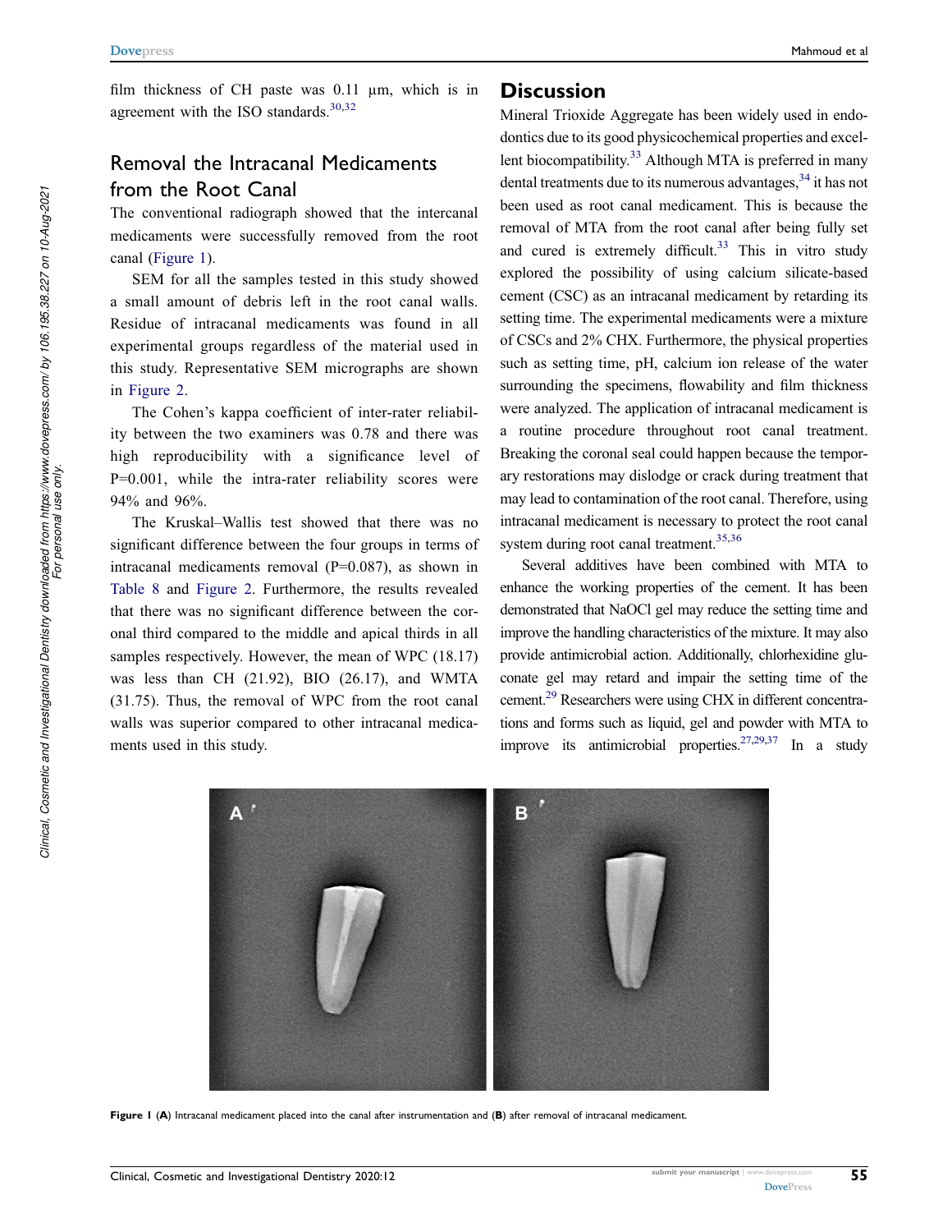film thickness of CH paste was 0.11 µm, which is in agreement with the ISO standards.[30,32]

## Removal the Intracanal Medicaments from the Root Canal

The conventional radiograph showed that the intercanal medicaments were successfully removed from the root canal (Figure 1).

SEM for all the samples tested in this study showed a small amount of debris left in the root canal walls. Residue of intracanal medicaments was found in all experimental groups regardless of the material used in this study. Representative SEM micrographs are shown in Figure 2.

The Cohen's kappa coefficient of inter-rater reliability between the two examiners was 0.78 and there was high reproducibility with a significance level of P=0.001, while the intra-rater reliability scores were 94% and 96%.

The Kruskal–Wallis test showed that there was no significant difference between the four groups in terms of intracanal medicaments removal (P=0.087), as shown in Table 8 and Figure 2. Furthermore, the results revealed that there was no significant difference between the coronal third compared to the middle and apical thirds in all samples respectively. However, the mean of WPC (18.17) was less than CH (21.92), BIO (26.17), and WMTA (31.75). Thus, the removal of WPC from the root canal walls was superior compared to other intracanal medicaments used in this study.

## Discussion

Mineral Trioxide Aggregate has been widely used in endodontics due to its good physicochemical properties and excellent biocompatibility.[33] Although MTA is preferred in many dental treatments due to its numerous advantages,[34] it has not been used as root canal medicament. This is because the removal of MTA from the root canal after being fully set and cured is extremely difficult.[33] This in vitro study explored the possibility of using calcium silicate-based cement (CSC) as an intracanal medicament by retarding its setting time. The experimental medicaments were a mixture of CSCs and 2% CHX. Furthermore, the physical properties such as setting time, pH, calcium ion release of the water surrounding the specimens, flowability and film thickness were analyzed. The application of intracanal medicament is a routine procedure throughout root canal treatment. Breaking the coronal seal could happen because the temporary restorations may dislodge or crack during treatment that may lead to contamination of the root canal. Therefore, using intracanal medicament is necessary to protect the root canal system during root canal treatment.[35,36]

Several additives have been combined with MTA to enhance the working properties of the cement. It has been demonstrated that NaOCl gel may reduce the setting time and improve the handling characteristics of the mixture. It may also provide antimicrobial action. Additionally, chlorhexidine gluconate gel may retard and impair the setting time of the cement.[29] Researchers were using CHX in different concentrations and forms such as liquid, gel and powder with MTA to improve its antimicrobial properties.[27,29,37] In a study

**Figure 1** (**A**) Intracanal medicament placed into the canal after instrumentation and (**B**) after removal of intracanal medicament.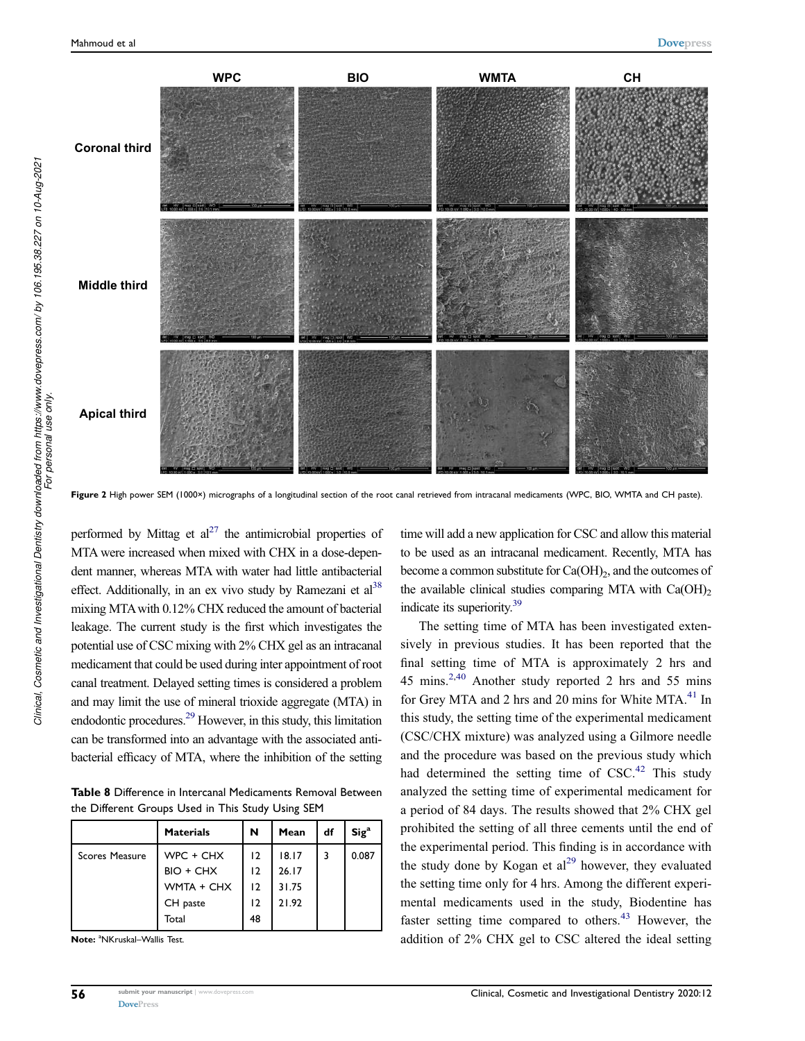**Figure 2** High power SEM (1000×) micrographs of a longitudinal section of the root canal retrieved from intracanal medicaments (WPC, BIO, WMTA and CH paste).

performed by Mittag et al[27] the antimicrobial properties of MTA were increased when mixed with CHX in a dose-dependent manner, whereas MTA with water had little antibacterial effect. Additionally, in an ex vivo study by Ramezani et al[38] mixing MTA with 0.12% CHX reduced the amount of bacterial leakage. The current study is the first which investigates the potential use of CSC mixing with 2% CHX gel as an intracanal medicament that could be used during inter appointment of root canal treatment. Delayed setting times is considered a problem and may limit the use of mineral trioxide aggregate (MTA) in endodontic procedures.[29] However, in this study, this limitation can be transformed into an advantage with the associated antibacterial efficacy of MTA, where the inhibition of the setting time will add a new application for CSC and allow this material to be used as an intracanal medicament. Recently, MTA has become a common substitute for $Ca(OH)_2$, and the outcomes of the available clinical studies comparing MTA with $Ca(OH)_2$ indicate its superiority.[39]

**Table 8** Difference in Intercanal Medicaments Removal Between the Different Groups Used in This Study Using SEM

| | Materials | N | Mean | df | Sig[a] |
|---|---|---|---|---|---|
| Scores Measure | WPC + CHX | 12 | 18.17 | 3 | 0.087 |
| | BIO + CHX | 12 | 26.17 | | |
| | WMTA + CHX | 12 | 31.75 | | |
| | CH paste | 12 | 21.92 | | |
| | Total | 48 | | | |

**Note:** [a]NKruskal–Wallis Test.

The setting time of MTA has been investigated extensively in previous studies. It has been reported that the final setting time of MTA is approximately 2 hrs and 45 mins.[2,40] Another study reported 2 hrs and 55 mins for Grey MTA and 2 hrs and 20 mins for White MTA.[41] In this study, the setting time of the experimental medicament (CSC/CHX mixture) was analyzed using a Gilmore needle and the procedure was based on the previous study which had determined the setting time of CSC.[42] This study analyzed the setting time of experimental medicament for a period of 84 days. The results showed that 2% CHX gel prohibited the setting of all three cements until the end of the experimental period. This finding is in accordance with the study done by Kogan et al[29] however, they evaluated the setting time only for 4 hrs. Among the different experimental medicaments used in the study, Biodentine has faster setting time compared to others.[43] However, the addition of 2% CHX gel to CSC altered the ideal setting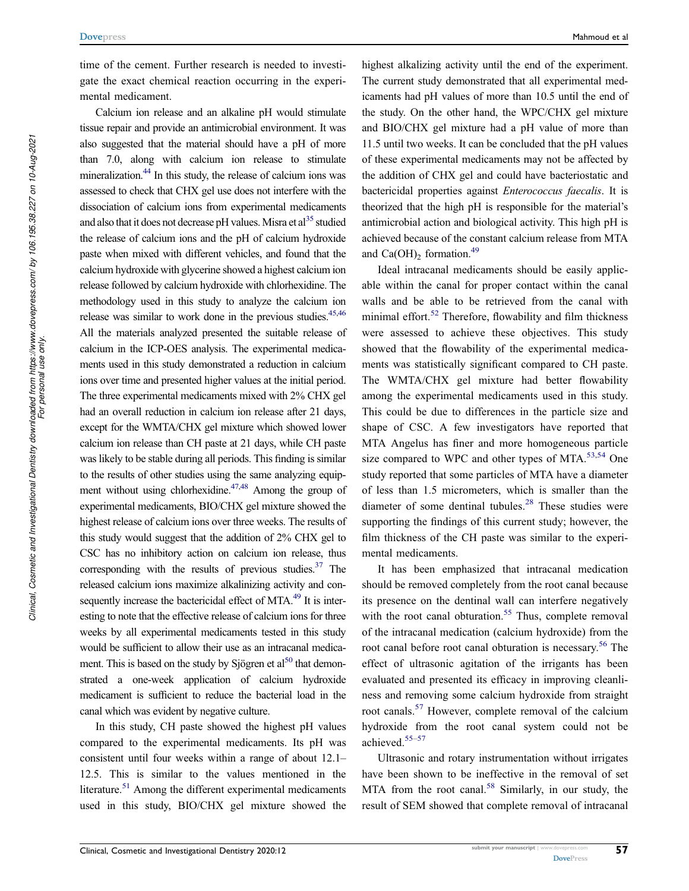time of the cement. Further research is needed to investigate the exact chemical reaction occurring in the experimental medicament.

Calcium ion release and an alkaline pH would stimulate tissue repair and provide an antimicrobial environment. It was also suggested that the material should have a pH of more than 7.0, along with calcium ion release to stimulate mineralization.[44] In this study, the release of calcium ions was assessed to check that CHX gel use does not interfere with the dissociation of calcium ions from experimental medicaments and also that it does not decrease pH values. Misra et al[35] studied the release of calcium ions and the pH of calcium hydroxide paste when mixed with different vehicles, and found that the calcium hydroxide with glycerine showed a highest calcium ion release followed by calcium hydroxide with chlorhexidine. The methodology used in this study to analyze the calcium ion release was similar to work done in the previous studies.[45,46] All the materials analyzed presented the suitable release of calcium in the ICP-OES analysis. The experimental medicaments used in this study demonstrated a reduction in calcium ions over time and presented higher values at the initial period. The three experimental medicaments mixed with 2% CHX gel had an overall reduction in calcium ion release after 21 days, except for the WMTA/CHX gel mixture which showed lower calcium ion release than CH paste at 21 days, while CH paste was likely to be stable during all periods. This finding is similar to the results of other studies using the same analyzing equipment without using chlorhexidine.[47,48] Among the group of experimental medicaments, BIO/CHX gel mixture showed the highest release of calcium ions over three weeks. The results of this study would suggest that the addition of 2% CHX gel to CSC has no inhibitory action on calcium ion release, thus corresponding with the results of previous studies.[37] The released calcium ions maximize alkalinizing activity and consequently increase the bactericidal effect of MTA.[49] It is interesting to note that the effective release of calcium ions for three weeks by all experimental medicaments tested in this study would be sufficient to allow their use as an intracanal medicament. This is based on the study by Sjögren et al[50] that demonstrated a one-week application of calcium hydroxide medicament is sufficient to reduce the bacterial load in the canal which was evident by negative culture.

In this study, CH paste showed the highest pH values compared to the experimental medicaments. Its pH was consistent until four weeks within a range of about 12.1–12.5. This is similar to the values mentioned in the literature.[51] Among the different experimental medicaments used in this study, BIO/CHX gel mixture showed the highest alkalizing activity until the end of the experiment. The current study demonstrated that all experimental medicaments had pH values of more than 10.5 until the end of the study. On the other hand, the WPC/CHX gel mixture and BIO/CHX gel mixture had a pH value of more than 11.5 until two weeks. It can be concluded that the pH values of these experimental medicaments may not be affected by the addition of CHX gel and could have bacteriostatic and bactericidal properties against *Enterococcus faecalis*. It is theorized that the high pH is responsible for the material's antimicrobial action and biological activity. This high pH is achieved because of the constant calcium release from MTA and $Ca(OH)_2$ formation.[49]

Ideal intracanal medicaments should be easily applicable within the canal for proper contact within the canal walls and be able to be retrieved from the canal with minimal effort.[52] Therefore, flowability and film thickness were assessed to achieve these objectives. This study showed that the flowability of the experimental medicaments was statistically significant compared to CH paste. The WMTA/CHX gel mixture had better flowability among the experimental medicaments used in this study. This could be due to differences in the particle size and shape of CSC. A few investigators have reported that MTA Angelus has finer and more homogeneous particle size compared to WPC and other types of MTA.[53,54] One study reported that some particles of MTA have a diameter of less than 1.5 micrometers, which is smaller than the diameter of some dentinal tubules.[28] These studies were supporting the findings of this current study; however, the film thickness of the CH paste was similar to the experimental medicaments.

It has been emphasized that intracanal medication should be removed completely from the root canal because its presence on the dentinal wall can interfere negatively with the root canal obturation.[55] Thus, complete removal of the intracanal medication (calcium hydroxide) from the root canal before root canal obturation is necessary.[56] The effect of ultrasonic agitation of the irrigants has been evaluated and presented its efficacy in improving cleanliness and removing some calcium hydroxide from straight root canals.[57] However, complete removal of the calcium hydroxide from the root canal system could not be achieved.[55–57]

Ultrasonic and rotary instrumentation without irrigates have been shown to be ineffective in the removal of set MTA from the root canal.[58] Similarly, in our study, the result of SEM showed that complete removal of intracanal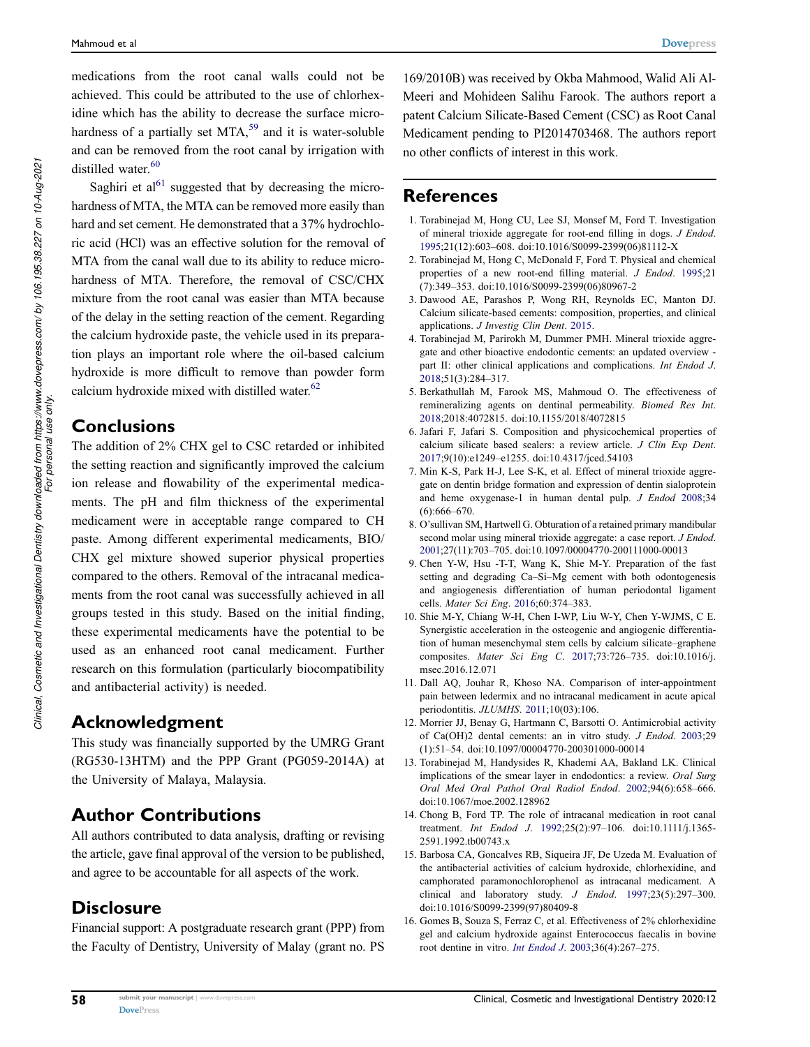medications from the root canal walls could not be achieved. This could be attributed to the use of chlorhexidine which has the ability to decrease the surface microhardness of a partially set MTA,[59] and it is water-soluble and can be removed from the root canal by irrigation with distilled water.[60]

Saghiri et al[61] suggested that by decreasing the microhardness of MTA, the MTA can be removed more easily than hard and set cement. He demonstrated that a 37% hydrochloric acid (HCl) was an effective solution for the removal of MTA from the canal wall due to its ability to reduce microhardness of MTA. Therefore, the removal of CSC/CHX mixture from the root canal was easier than MTA because of the delay in the setting reaction of the cement. Regarding the calcium hydroxide paste, the vehicle used in its preparation plays an important role where the oil-based calcium hydroxide is more difficult to remove than powder form calcium hydroxide mixed with distilled water.[62]

## Conclusions

The addition of 2% CHX gel to CSC retarded or inhibited the setting reaction and significantly improved the calcium ion release and flowability of the experimental medicaments. The pH and film thickness of the experimental medicament were in acceptable range compared to CH paste. Among different experimental medicaments, BIO/CHX gel mixture showed superior physical properties compared to the others. Removal of the intracanal medicaments from the root canal was successfully achieved in all groups tested in this study. Based on the initial finding, these experimental medicaments have the potential to be used as an enhanced root canal medicament. Further research on this formulation (particularly biocompatibility and antibacterial activity) is needed.

## Acknowledgment

This study was financially supported by the UMRG Grant (RG530-13HTM) and the PPP Grant (PG059-2014A) at the University of Malaya, Malaysia.

## Author Contributions

All authors contributed to data analysis, drafting or revising the article, gave final approval of the version to be published, and agree to be accountable for all aspects of the work.

## Disclosure

Financial support: A postgraduate research grant (PPP) from the Faculty of Dentistry, University of Malay (grant no. PS 169/2010B) was received by Okba Mahmood, Walid Ali Al-Meeri and Mohideen Salihu Farook. The authors report a patent Calcium Silicate-Based Cement (CSC) as Root Canal Medicament pending to PI2014703468. The authors report no other conflicts of interest in this work.

## References

1. Torabinejad M, Hong CU, Lee SJ, Monsef M, Ford T. Investigation of mineral trioxide aggregate for root-end filling in dogs. *J Endod*. 1995;21(12):603–608. doi:10.1016/S0099-2399(06)81112-X
2. Torabinejad M, Hong C, McDonald F, Ford T. Physical and chemical properties of a new root-end filling material. *J Endod*. 1995;21 (7):349–353. doi:10.1016/S0099-2399(06)80967-2
3. Dawood AE, Parashos P, Wong RH, Reynolds EC, Manton DJ. Calcium silicate-based cements: composition, properties, and clinical applications. *J Investig Clin Dent*. 2015.
4. Torabinejad M, Parirokh M, Dummer PMH. Mineral trioxide aggregate and other bioactive endodontic cements: an updated overview - part II: other clinical applications and complications. *Int Endod J*. 2018;51(3):284–317.
5. Berkathullah M, Farook MS, Mahmoud O. The effectiveness of remineralizing agents on dentinal permeability. *Biomed Res Int*. 2018;2018:4072815. doi:10.1155/2018/4072815
6. Jafari F, Jafari S. Composition and physicochemical properties of calcium silicate based sealers: a review article. *J Clin Exp Dent*. 2017;9(10):e1249–e1255. doi:10.4317/jced.54103
7. Min K-S, Park H-J, Lee S-K, et al. Effect of mineral trioxide aggregate on dentin bridge formation and expression of dentin sialoprotein and heme oxygenase-1 in human dental pulp. *J Endod* 2008;34 (6):666–670.
8. O'sullivan SM, Hartwell G. Obturation of a retained primary mandibular second molar using mineral trioxide aggregate: a case report. *J Endod*. 2001;27(11):703–705. doi:10.1097/00004770-200111000-00013
9. Chen Y-W, Hsu -T-T, Wang K, Shie M-Y. Preparation of the fast setting and degrading Ca–Si–Mg cement with both odontogenesis and angiogenesis differentiation of human periodontal ligament cells. *Mater Sci Eng*. 2016;60:374–383.
10. Shie M-Y, Chiang W-H, Chen I-WP, Liu W-Y, Chen Y-WJMS, C E. Synergistic acceleration in the osteogenic and angiogenic differentiation of human mesenchymal stem cells by calcium silicate–graphene composites. *Mater Sci Eng C*. 2017;73:726–735. doi:10.1016/j.msec.2016.12.071
11. Dall AQ, Jouhar R, Khoso NA. Comparison of inter-appointment pain between ledermix and no intracanal medicament in acute apical periodontitis. *JLUMHS*. 2011;10(03):106.
12. Morrier JJ, Benay G, Hartmann C, Barsotti O. Antimicrobial activity of Ca(OH)2 dental cements: an in vitro study. *J Endod*. 2003;29 (1):51–54. doi:10.1097/00004770-200301000-00014
13. Torabinejad M, Handysides R, Khademi AA, Bakland LK. Clinical implications of the smear layer in endodontics: a review. *Oral Surg Oral Med Oral Pathol Oral Radiol Endod*. 2002;94(6):658–666. doi:10.1067/moe.2002.128962
14. Chong B, Ford TP. The role of intracanal medication in root canal treatment. *Int Endod J*. 1992;25(2):97–106. doi:10.1111/j.1365-2591.1992.tb00743.x
15. Barbosa CA, Goncalves RB, Siqueira JF, De Uzeda M. Evaluation of the antibacterial activities of calcium hydroxide, chlorhexidine, and camphorated paramonochlorophenol as intracanal medicament. A clinical and laboratory study. *J Endod*. 1997;23(5):297–300. doi:10.1016/S0099-2399(97)80409-8
16. Gomes B, Souza S, Ferraz C, et al. Effectiveness of 2% chlorhexidine gel and calcium hydroxide against Enterococcus faecalis in bovine root dentine in vitro. *Int Endod J*. 2003;36(4):267–275.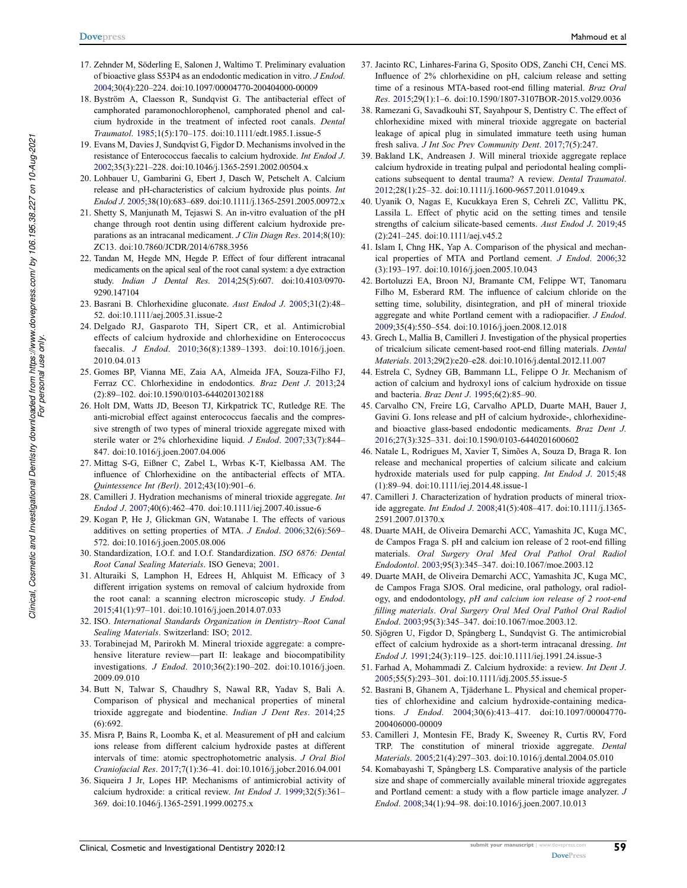17. Zehnder M, Söderling E, Salonen J, Waltimo T. Preliminary evaluation of bioactive glass S53P4 as an endodontic medication in vitro. *J Endod*. 2004;30(4):220–224. doi:10.1097/00004770-200404000-00009
18. Byström A, Claesson R, Sundqvist G. The antibacterial effect of camphorated paramonochlorophenol, camphorated phenol and calcium hydroxide in the treatment of infected root canals. *Dental Traumatol*. 1985;1(5):170–175. doi:10.1111/edt.1985.1.issue-5
19. Evans M, Davies J, Sundqvist G, Figdor D. Mechanisms involved in the resistance of Enterococcus faecalis to calcium hydroxide. *Int Endod J*. 2002;35(3):221–228. doi:10.1046/j.1365-2591.2002.00504.x
20. Lohbauer U, Gambarini G, Ebert J, Dasch W, Petschelt A. Calcium release and pH-characteristics of calcium hydroxide plus points. *Int Endod J*. 2005;38(10):683–689. doi:10.1111/j.1365-2591.2005.00972.x
21. Shetty S, Manjunath M, Tejaswi S. An in-vitro evaluation of the pH change through root dentin using different calcium hydroxide preparations as an intracanal medicament. *J Clin Diagn Res*. 2014;8(10):ZC13. doi:10.7860/JCDR/2014/6788.3956
22. Tandan M, Hegde MN, Hegde P. Effect of four different intracanal medicaments on the apical seal of the root canal system: a dye extraction study. *Indian J Dental Res*. 2014;25(5):607. doi:10.4103/0970-9290.147104
23. Basrani B. Chlorhexidine gluconate. *Aust Endod J*. 2005;31(2):48–52. doi:10.1111/aej.2005.31.issue-2
24. Delgado RJ, Gasparoto TH, Sipert CR, et al. Antimicrobial effects of calcium hydroxide and chlorhexidine on Enterococcus faecalis. *J Endod*. 2010;36(8):1389–1393. doi:10.1016/j.joen.2010.04.013
25. Gomes BP, Vianna ME, Zaia AA, Almeida JFA, Souza-Filho FJ, Ferraz CC. Chlorhexidine in endodontics. *Braz Dent J*. 2013;24(2):89–102. doi:10.1590/0103-6440201302188
26. Holt DM, Watts JD, Beeson TJ, Kirkpatrick TC, Rutledge RE. The anti-microbial effect against enterococcus faecalis and the compressive strength of two types of mineral trioxide aggregate mixed with sterile water or 2% chlorhexidine liquid. *J Endod*. 2007;33(7):844–847. doi:10.1016/j.joen.2007.04.006
27. Mittag S-G, Eißner C, Zabel L, Wrbas K-T, Kielbassa AM. The influence of Chlorhexidine on the antibacterial effects of MTA. *Quintessence Int (Berl)*. 2012;43(10):901–6.
28. Camilleri J. Hydration mechanisms of mineral trioxide aggregate. *Int Endod J*. 2007;40(6):462–470. doi:10.1111/iej.2007.40.issue-6
29. Kogan P, He J, Glickman GN, Watanabe I. The effects of various additives on setting properties of MTA. *J Endod*. 2006;32(6):569–572. doi:10.1016/j.joen.2005.08.006
30. Standardization, I.O.f. and I.O.f. Standardization. *ISO 6876: Dental Root Canal Sealing Materials*. ISO Geneva; 2001.
31. Alturaiki S, Lamphon H, Edrees H, Ahlquist M. Efficacy of 3 different irrigation systems on removal of calcium hydroxide from the root canal: a scanning electron microscopic study. *J Endod*. 2015;41(1):97–101. doi:10.1016/j.joen.2014.07.033
32. ISO. *International Standards Organization in Dentistry–Root Canal Sealing Materials*. Switzerland: ISO; 2012.
33. Torabinejad M, Parirokh M. Mineral trioxide aggregate: a comprehensive literature review—part II: leakage and biocompatibility investigations. *J Endod*. 2010;36(2):190–202. doi:10.1016/j.joen.2009.09.010
34. Butt N, Talwar S, Chaudhry S, Nawal RR, Yadav S, Bali A. Comparison of physical and mechanical properties of mineral trioxide aggregate and biodentine. *Indian J Dent Res*. 2014;25(6):692.
35. Misra P, Bains R, Loomba K, et al. Measurement of pH and calcium ions release from different calcium hydroxide pastes at different intervals of time: atomic spectrophotometric analysis. *J Oral Biol Craniofacial Res*. 2017;7(1):36–41. doi:10.1016/j.jobcr.2016.04.001
36. Siqueira J Jr, Lopes HP. Mechanisms of antimicrobial activity of calcium hydroxide: a critical review. *Int Endod J*. 1999;32(5):361–369. doi:10.1046/j.1365-2591.1999.00275.x
37. Jacinto RC, Linhares-Farina G, Sposito ODS, Zanchi CH, Cenci MS. Influence of 2% chlorhexidine on pH, calcium release and setting time of a resinous MTA-based root-end filling material. *Braz Oral Res*. 2015;29(1):1–6. doi:10.1590/1807-3107BOR-2015.vol29.0036
38. Ramezani G, Savadkouhi ST, Sayahpour S, Dentistry C. The effect of chlorhexidine mixed with mineral trioxide aggregate on bacterial leakage of apical plug in simulated immature teeth using human fresh saliva. *J Int Soc Prev Community Dent*. 2017;7(5):247.
39. Bakland LK, Andreasen J. Will mineral trioxide aggregate replace calcium hydroxide in treating pulpal and periodontal healing complications subsequent to dental trauma? A review. *Dental Traumatol*. 2012;28(1):25–32. doi:10.1111/j.1600-9657.2011.01049.x
40. Uyanik O, Nagas E, Kucukkaya Eren S, Cehreli ZC, Vallittu PK, Lassila L. Effect of phytic acid on the setting times and tensile strengths of calcium silicate-based cements. *Aust Endod J*. 2019;45(2):241–245. doi:10.1111/aej.v45.2
41. Islam I, Chng HK, Yap A. Comparison of the physical and mechanical properties of MTA and Portland cement. *J Endod*. 2006;32(3):193–197. doi:10.1016/j.joen.2005.10.043
42. Bortoluzzi EA, Broon NJ, Bramante CM, Felippe WT, Tanomaru Filho M, Esberard RM. The influence of calcium chloride on the setting time, solubility, disintegration, and pH of mineral trioxide aggregate and white Portland cement with a radiopacifier. *J Endod*. 2009;35(4):550–554. doi:10.1016/j.joen.2008.12.018
43. Grech L, Mallia B, Camilleri J. Investigation of the physical properties of tricalcium silicate cement-based root-end filling materials. *Dental Materials*. 2013;29(2):e20–e28. doi:10.1016/j.dental.2012.11.007
44. Estrela C, Sydney GB, Bammann LL, Felippe O Jr. Mechanism of action of calcium and hydroxyl ions of calcium hydroxide on tissue and bacteria. *Braz Dent J*. 1995;6(2):85–90.
45. Carvalho CN, Freire LG, Carvalho APLD, Duarte MAH, Bauer J, Gavini G. Ions release and pH of calcium hydroxide-, chlorhexidine- and bioactive glass-based endodontic medicaments. *Braz Dent J*. 2016;27(3):325–331. doi:10.1590/0103-6440201600602
46. Natale L, Rodrigues M, Xavier T, Simões A, Souza D, Braga R. Ion release and mechanical properties of calcium silicate and calcium hydroxide materials used for pulp capping. *Int Endod J*. 2015;48(1):89–94. doi:10.1111/iej.2014.48.issue-1
47. Camilleri J. Characterization of hydration products of mineral trioxide aggregate. *Int Endod J*. 2008;41(5):408–417. doi:10.1111/j.1365-2591.2007.01370.x
48. Duarte MAH, de Oliveira Demarchi ACC, Yamashita JC, Kuga MC, de Campos Fraga S. pH and calcium ion release of 2 root-end filling materials. *Oral Surgery Oral Med Oral Pathol Oral Radiol Endodontol*. 2003;95(3):345–347. doi:10.1067/moe.2003.12
49. Duarte MAH, de Oliveira Demarchi ACC, Yamashita JC, Kuga MC, de Campos Fraga SJOS. Oral medicine, oral pathology, oral radiology, and endodontology, *pH and calcium ion release of 2 root-end filling materials*. *Oral Surgery Oral Med Oral Pathol Oral Radiol Endod*. 2003;95(3):345–347. doi:10.1067/moe.2003.12.
50. Sjögren U, Figdor D, Spångberg L, Sundqvist G. The antimicrobial effect of calcium hydroxide as a short-term intracanal dressing. *Int Endod J*. 1991;24(3):119–125. doi:10.1111/iej.1991.24.issue-3
51. Farhad A, Mohammadi Z. Calcium hydroxide: a review. *Int Dent J*. 2005;55(5):293–301. doi:10.1111/idj.2005.55.issue-5
52. Basrani B, Ghanem A, Tjäderhane L. Physical and chemical properties of chlorhexidine and calcium hydroxide-containing medications. *J Endod*. 2004;30(6):413–417. doi:10.1097/00004770-200406000-00009
53. Camilleri J, Montesin FE, Brady K, Sweeney R, Curtis RV, Ford TRP. The constitution of mineral trioxide aggregate. *Dental Materials*. 2005;21(4):297–303. doi:10.1016/j.dental.2004.05.010
54. Komabayashi T, Spångberg LS. Comparative analysis of the particle size and shape of commercially available mineral trioxide aggregates and Portland cement: a study with a flow particle image analyzer. *J Endod*. 2008;34(1):94–98. doi:10.1016/j.joen.2007.10.013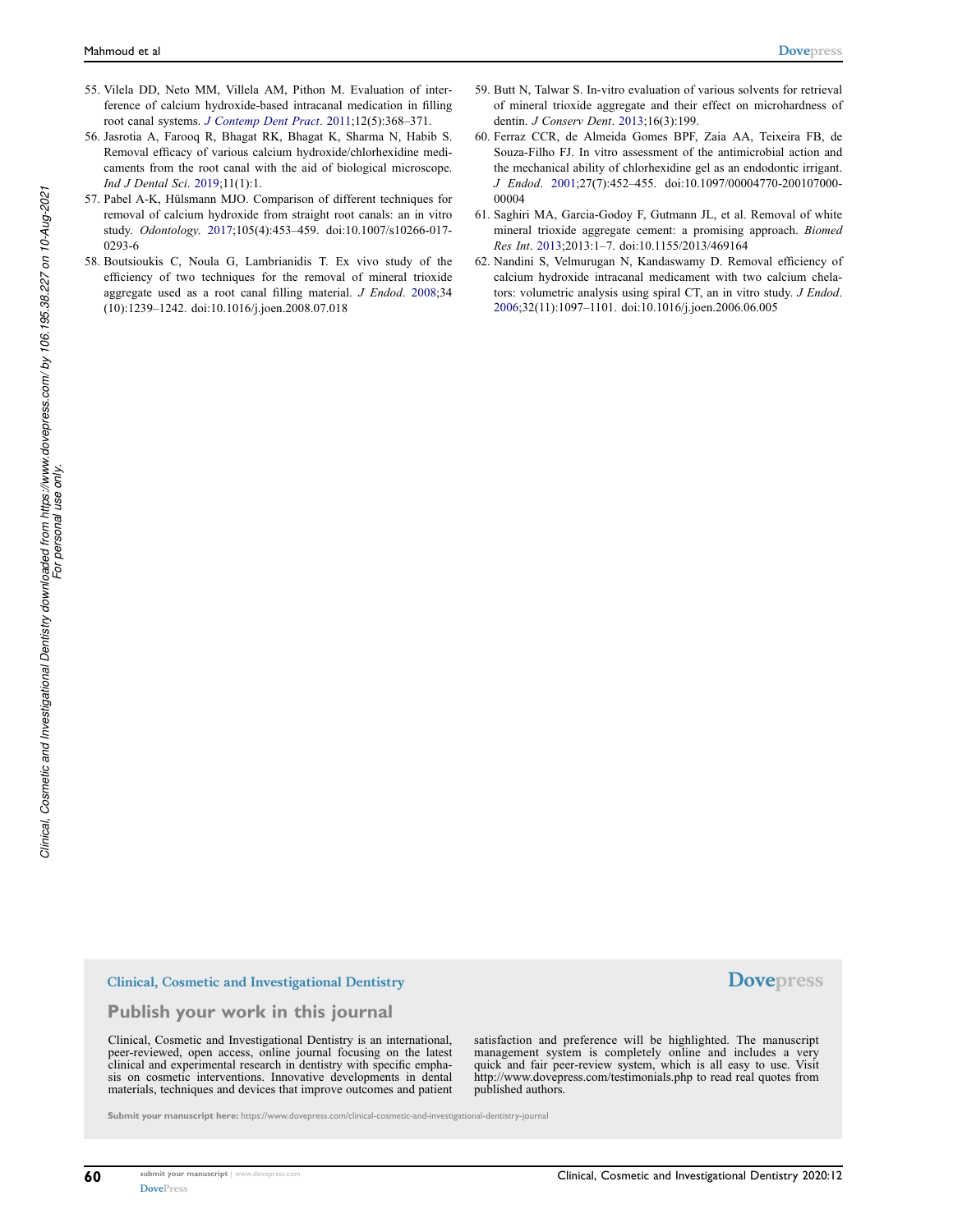55. Vilela DD, Neto MM, Villela AM, Pithon M. Evaluation of interference of calcium hydroxide-based intracanal medication in filling root canal systems. *J Contemp Dent Pract*. 2011;12(5):368–371.
56. Jasrotia A, Farooq R, Bhagat RK, Bhagat K, Sharma N, Habib S. Removal efficacy of various calcium hydroxide/chlorhexidine medicaments from the root canal with the aid of biological microscope. *Ind J Dental Sci*. 2019;11(1):1.
57. Pabel A-K, Hülsmann MJO. Comparison of different techniques for removal of calcium hydroxide from straight root canals: an in vitro study. *Odontology*. 2017;105(4):453–459. doi:10.1007/s10266-017-0293-6
58. Boutsioukis C, Noula G, Lambrianidis T. Ex vivo study of the efficiency of two techniques for the removal of mineral trioxide aggregate used as a root canal filling material. *J Endod*. 2008;34 (10):1239–1242. doi:10.1016/j.joen.2008.07.018
59. Butt N, Talwar S. In-vitro evaluation of various solvents for retrieval of mineral trioxide aggregate and their effect on microhardness of dentin. *J Conserv Dent*. 2013;16(3):199.
60. Ferraz CCR, de Almeida Gomes BPF, Zaia AA, Teixeira FB, de Souza-Filho FJ. In vitro assessment of the antimicrobial action and the mechanical ability of chlorhexidine gel as an endodontic irrigant. *J Endod*. 2001;27(7):452–455. doi:10.1097/00004770-200107000-00004
61. Saghiri MA, Garcia-Godoy F, Gutmann JL, et al. Removal of white mineral trioxide aggregate cement: a promising approach. *Biomed Res Int*. 2013;2013:1–7. doi:10.1155/2013/469164
62. Nandini S, Velmurugan N, Kandaswamy D. Removal efficiency of calcium hydroxide intracanal medicament with two calcium chelators: volumetric analysis using spiral CT, an in vitro study. *J Endod*. 2006;32(11):1097–1101. doi:10.1016/j.joen.2006.06.005

**Clinical, Cosmetic and Investigational Dentistry**

**Dovepress**

## Publish your work in this journal

Clinical, Cosmetic and Investigational Dentistry is an international, peer-reviewed, open access, online journal focusing on the latest clinical and experimental research in dentistry with specific emphasis on cosmetic interventions. Innovative developments in dental materials, techniques and devices that improve outcomes and patient satisfaction and preference will be highlighted. The manuscript management system is completely online and includes a very quick and fair peer-review system, which is all easy to use. Visit http://www.dovepress.com/testimonials.php to read real quotes from published authors.

**Submit your manuscript here:** https://www.dovepress.com/clinical-cosmetic-and-investigational-dentistry-journal